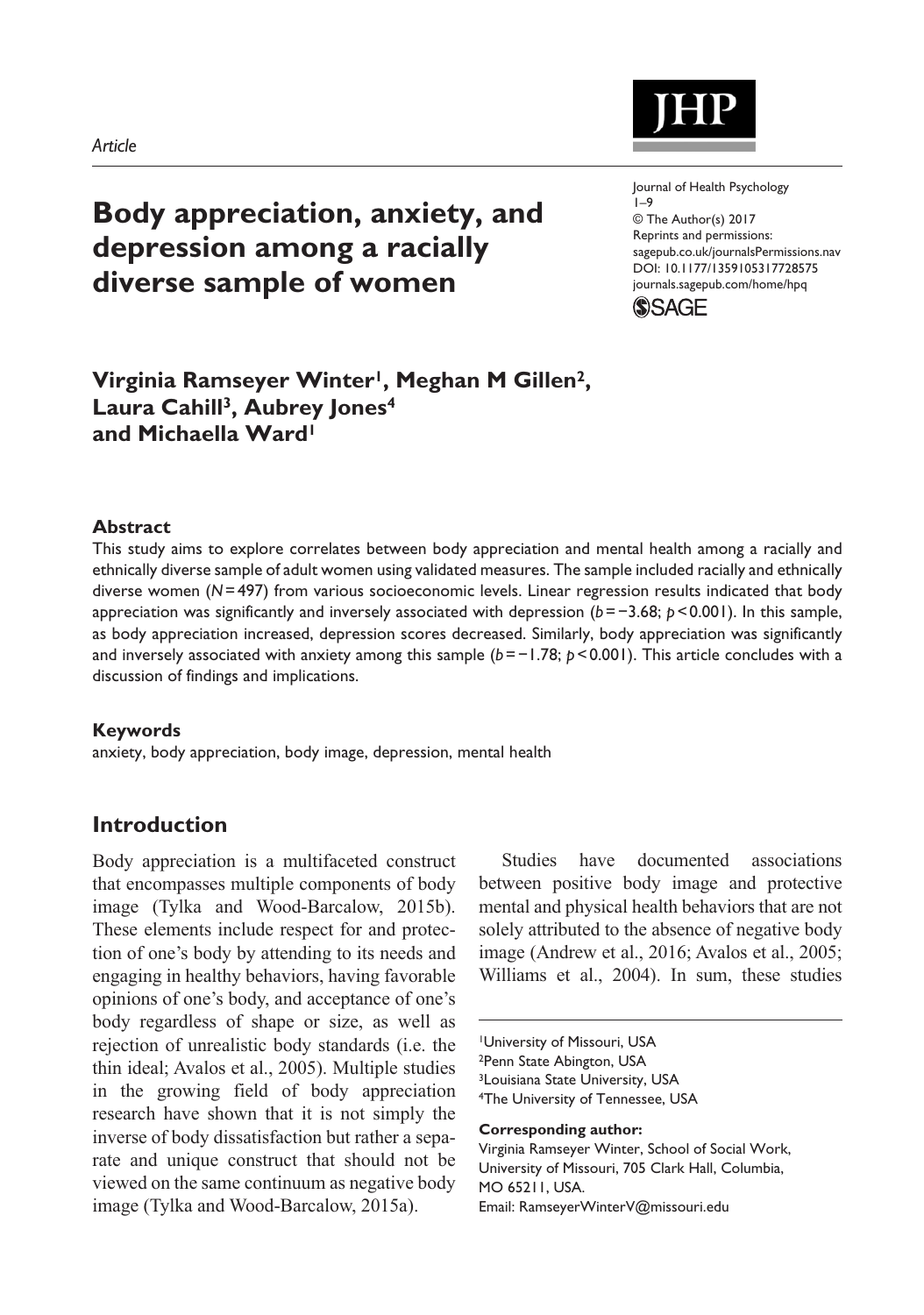*Article*

# Body appreciation, anxiety, and depression among a racially diverse sample of women

Journal of Health Psychology
1–9
© The Author(s) 2017
Reprints and permissions: sagepub.co.uk/journalsPermissions.nav
DOI: 10.1177/1359105317728575
journals.sagepub.com/home/hpq

**Virginia Ramseyer Winter[1], Meghan M Gillen[2], Laura Cahill[3], Aubrey Jones[4] and Michaella Ward[1]**

### Abstract

This study aims to explore correlates between body appreciation and mental health among a racially and ethnically diverse sample of adult women using validated measures. The sample included racially and ethnically diverse women ($N$ = 497) from various socioeconomic levels. Linear regression results indicated that body appreciation was significantly and inversely associated with depression ($b = -3.68$; $p < 0.001$). In this sample, as body appreciation increased, depression scores decreased. Similarly, body appreciation was significantly and inversely associated with anxiety among this sample ($b = -1.78$; $p < 0.001$). This article concludes with a discussion of findings and implications.

### Keywords

anxiety, body appreciation, body image, depression, mental health

## Introduction

Body appreciation is a multifaceted construct that encompasses multiple components of body image (Tylka and Wood-Barcalow, 2015b). These elements include respect for and protection of one's body by attending to its needs and engaging in healthy behaviors, having favorable opinions of one's body, and acceptance of one's body regardless of shape or size, as well as rejection of unrealistic body standards (i.e. the thin ideal; Avalos et al., 2005). Multiple studies in the growing field of body appreciation research have shown that it is not simply the inverse of body dissatisfaction but rather a separate and unique construct that should not be viewed on the same continuum as negative body image (Tylka and Wood-Barcalow, 2015a).

Studies have documented associations between positive body image and protective mental and physical health behaviors that are not solely attributed to the absence of negative body image (Andrew et al., 2016; Avalos et al., 2005; Williams et al., 2004). In sum, these studies

[1]University of Missouri, USA
[2]Penn State Abington, USA
[3]Louisiana State University, USA
[4]The University of Tennessee, USA

**Corresponding author:**
Virginia Ramseyer Winter, School of Social Work, University of Missouri, 705 Clark Hall, Columbia, MO 65211, USA.
Email: RamseyerWinterV@missouri.edu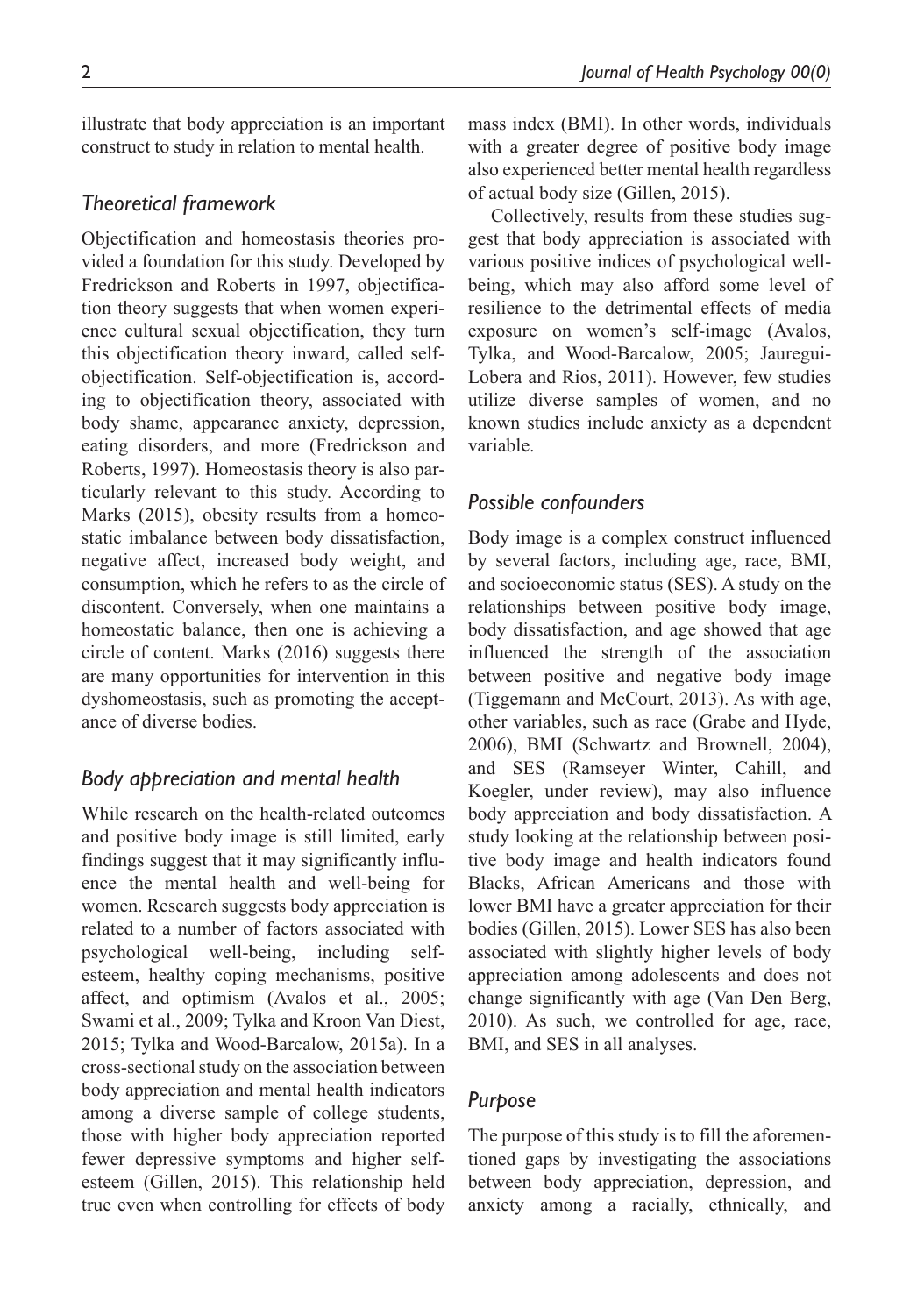illustrate that body appreciation is an important construct to study in relation to mental health.

## *Theoretical framework*

Objectification and homeostasis theories provided a foundation for this study. Developed by Fredrickson and Roberts in 1997, objectification theory suggests that when women experience cultural sexual objectification, they turn this objectification theory inward, called self-objectification. Self-objectification is, according to objectification theory, associated with body shame, appearance anxiety, depression, eating disorders, and more (Fredrickson and Roberts, 1997). Homeostasis theory is also particularly relevant to this study. According to Marks (2015), obesity results from a homeostatic imbalance between body dissatisfaction, negative affect, increased body weight, and consumption, which he refers to as the circle of discontent. Conversely, when one maintains a homeostatic balance, then one is achieving a circle of content. Marks (2016) suggests there are many opportunities for intervention in this dyshomeostasis, such as promoting the acceptance of diverse bodies.

## *Body appreciation and mental health*

While research on the health-related outcomes and positive body image is still limited, early findings suggest that it may significantly influence the mental health and well-being for women. Research suggests body appreciation is related to a number of factors associated with psychological well-being, including self-esteem, healthy coping mechanisms, positive affect, and optimism (Avalos et al., 2005; Swami et al., 2009; Tylka and Kroon Van Diest, 2015; Tylka and Wood-Barcalow, 2015a). In a cross-sectional study on the association between body appreciation and mental health indicators among a diverse sample of college students, those with higher body appreciation reported fewer depressive symptoms and higher self-esteem (Gillen, 2015). This relationship held true even when controlling for effects of body mass index (BMI). In other words, individuals with a greater degree of positive body image also experienced better mental health regardless of actual body size (Gillen, 2015).

Collectively, results from these studies suggest that body appreciation is associated with various positive indices of psychological well-being, which may also afford some level of resilience to the detrimental effects of media exposure on women's self-image (Avalos, Tylka, and Wood-Barcalow, 2005; Jauregui-Lobera and Rios, 2011). However, few studies utilize diverse samples of women, and no known studies include anxiety as a dependent variable.

## *Possible confounders*

Body image is a complex construct influenced by several factors, including age, race, BMI, and socioeconomic status (SES). A study on the relationships between positive body image, body dissatisfaction, and age showed that age influenced the strength of the association between positive and negative body image (Tiggemann and McCourt, 2013). As with age, other variables, such as race (Grabe and Hyde, 2006), BMI (Schwartz and Brownell, 2004), and SES (Ramseyer Winter, Cahill, and Koegler, under review), may also influence body appreciation and body dissatisfaction. A study looking at the relationship between positive body image and health indicators found Blacks, African Americans and those with lower BMI have a greater appreciation for their bodies (Gillen, 2015). Lower SES has also been associated with slightly higher levels of body appreciation among adolescents and does not change significantly with age (Van Den Berg, 2010). As such, we controlled for age, race, BMI, and SES in all analyses.

## *Purpose*

The purpose of this study is to fill the aforementioned gaps by investigating the associations between body appreciation, depression, and anxiety among a racially, ethnically, and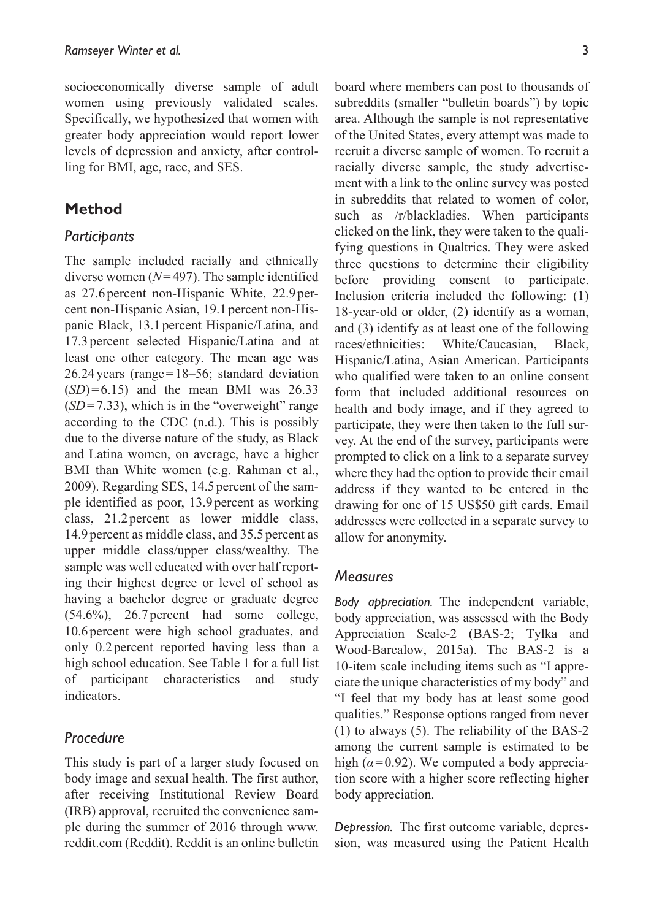socioeconomically diverse sample of adult women using previously validated scales. Specifically, we hypothesized that women with greater body appreciation would report lower levels of depression and anxiety, after controlling for BMI, age, race, and SES.

## Method

### Participants

The sample included racially and ethnically diverse women ($N = 497$). The sample identified as 27.6 percent non-Hispanic White, 22.9 percent non-Hispanic Asian, 19.1 percent non-Hispanic Black, 13.1 percent Hispanic/Latina, and 17.3 percent selected Hispanic/Latina and at least one other category. The mean age was 26.24 years (range = 18–56; standard deviation ($SD$) = 6.15) and the mean BMI was 26.33 ($SD = 7.33$), which is in the "overweight" range according to the CDC (n.d.). This is possibly due to the diverse nature of the study, as Black and Latina women, on average, have a higher BMI than White women (e.g. Rahman et al., 2009). Regarding SES, 14.5 percent of the sample identified as poor, 13.9 percent as working class, 21.2 percent as lower middle class, 14.9 percent as middle class, and 35.5 percent as upper middle class/upper class/wealthy. The sample was well educated with over half reporting their highest degree or level of school as having a bachelor degree or graduate degree (54.6%), 26.7 percent had some college, 10.6 percent were high school graduates, and only 0.2 percent reported having less than a high school education. See Table 1 for a full list of participant characteristics and study indicators.

### Procedure

This study is part of a larger study focused on body image and sexual health. The first author, after receiving Institutional Review Board (IRB) approval, recruited the convenience sample during the summer of 2016 through www.reddit.com (Reddit). Reddit is an online bulletin board where members can post to thousands of subreddits (smaller "bulletin boards") by topic area. Although the sample is not representative of the United States, every attempt was made to recruit a diverse sample of women. To recruit a racially diverse sample, the study advertisement with a link to the online survey was posted in subreddits that related to women of color, such as /r/blackladies. When participants clicked on the link, they were taken to the qualifying questions in Qualtrics. They were asked three questions to determine their eligibility before providing consent to participate. Inclusion criteria included the following: (1) 18-year-old or older, (2) identify as a woman, and (3) identify as at least one of the following races/ethnicities: White/Caucasian, Black, Hispanic/Latina, Asian American. Participants who qualified were taken to an online consent form that included additional resources on health and body image, and if they agreed to participate, they were then taken to the full survey. At the end of the survey, participants were prompted to click on a link to a separate survey where they had the option to provide their email address if they wanted to be entered in the drawing for one of 15 US$50 gift cards. Email addresses were collected in a separate survey to allow for anonymity.

### Measures

*Body appreciation.* The independent variable, body appreciation, was assessed with the Body Appreciation Scale-2 (BAS-2; Tylka and Wood-Barcalow, 2015a). The BAS-2 is a 10-item scale including items such as "I appreciate the unique characteristics of my body" and "I feel that my body has at least some good qualities." Response options ranged from never (1) to always (5). The reliability of the BAS-2 among the current sample is estimated to be high ($\alpha = 0.92$). We computed a body appreciation score with a higher score reflecting higher body appreciation.

*Depression.* The first outcome variable, depression, was measured using the Patient Health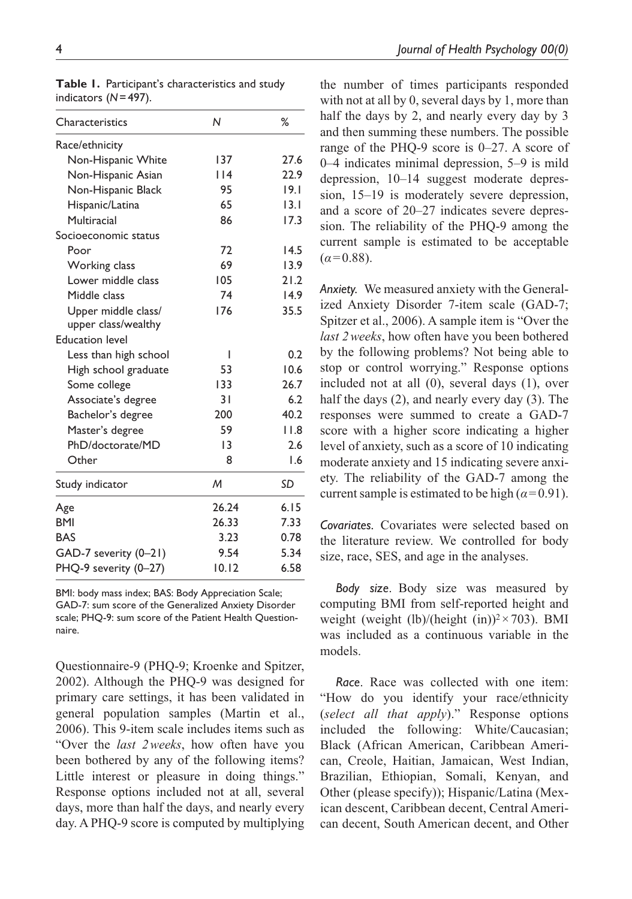**Table 1.** Participant's characteristics and study indicators ($N=497$).

| Characteristics | N | % |
|---|---|---|
| Race/ethnicity | | |
| Non-Hispanic White | 137 | 27.6 |
| Non-Hispanic Asian | 114 | 22.9 |
| Non-Hispanic Black | 95 | 19.1 |
| Hispanic/Latina | 65 | 13.1 |
| Multiracial | 86 | 17.3 |
| Socioeconomic status | | |
| Poor | 72 | 14.5 |
| Working class | 69 | 13.9 |
| Lower middle class | 105 | 21.2 |
| Middle class | 74 | 14.9 |
| Upper middle class/ upper class/wealthy | 176 | 35.5 |
| Education level | | |
| Less than high school | 1 | 0.2 |
| High school graduate | 53 | 10.6 |
| Some college | 133 | 26.7 |
| Associate's degree | 31 | 6.2 |
| Bachelor's degree | 200 | 40.2 |
| Master's degree | 59 | 11.8 |
| PhD/doctorate/MD | 13 | 2.6 |
| Other | 8 | 1.6 |
| **Study indicator** | **M** | **SD** |
| Age | 26.24 | 6.15 |
| BMI | 26.33 | 7.33 |
| BAS | 3.23 | 0.78 |
| GAD-7 severity (0–21) | 9.54 | 5.34 |
| PHQ-9 severity (0–27) | 10.12 | 6.58 |

BMI: body mass index; BAS: Body Appreciation Scale; GAD-7: sum score of the Generalized Anxiety Disorder scale; PHQ-9: sum score of the Patient Health Questionnaire.

Questionnaire-9 (PHQ-9; Kroenke and Spitzer, 2002). Although the PHQ-9 was designed for primary care settings, it has been validated in general population samples (Martin et al., 2006). This 9-item scale includes items such as "Over the *last 2 weeks*, how often have you been bothered by any of the following items? Little interest or pleasure in doing things." Response options included not at all, several days, more than half the days, and nearly every day. A PHQ-9 score is computed by multiplying the number of times participants responded with not at all by 0, several days by 1, more than half the days by 2, and nearly every day by 3 and then summing these numbers. The possible range of the PHQ-9 score is 0–27. A score of 0–4 indicates minimal depression, 5–9 is mild depression, 10–14 suggest moderate depression, 15–19 is moderately severe depression, and a score of 20–27 indicates severe depression. The reliability of the PHQ-9 among the current sample is estimated to be acceptable ($\alpha=0.88$).

*Anxiety.* We measured anxiety with the Generalized Anxiety Disorder 7-item scale (GAD-7; Spitzer et al., 2006). A sample item is "Over the *last 2 weeks*, how often have you been bothered by the following problems? Not being able to stop or control worrying." Response options included not at all (0), several days (1), over half the days (2), and nearly every day (3). The responses were summed to create a GAD-7 score with a higher score indicating a higher level of anxiety, such as a score of 10 indicating moderate anxiety and 15 indicating severe anxiety. The reliability of the GAD-7 among the current sample is estimated to be high ($\alpha=0.91$).

*Covariates.* Covariates were selected based on the literature review. We controlled for body size, race, SES, and age in the analyses.

*Body size*. Body size was measured by computing BMI from self-reported height and weight (weight (lb)/(height (in))$^2 \times 703$). BMI was included as a continuous variable in the models.

*Race*. Race was collected with one item: "How do you identify your race/ethnicity (*select all that apply*)." Response options included the following: White/Caucasian; Black (African American, Caribbean American, Creole, Haitian, Jamaican, West Indian, Brazilian, Ethiopian, Somali, Kenyan, and Other (please specify)); Hispanic/Latina (Mexican descent, Caribbean decent, Central American decent, South American decent, and Other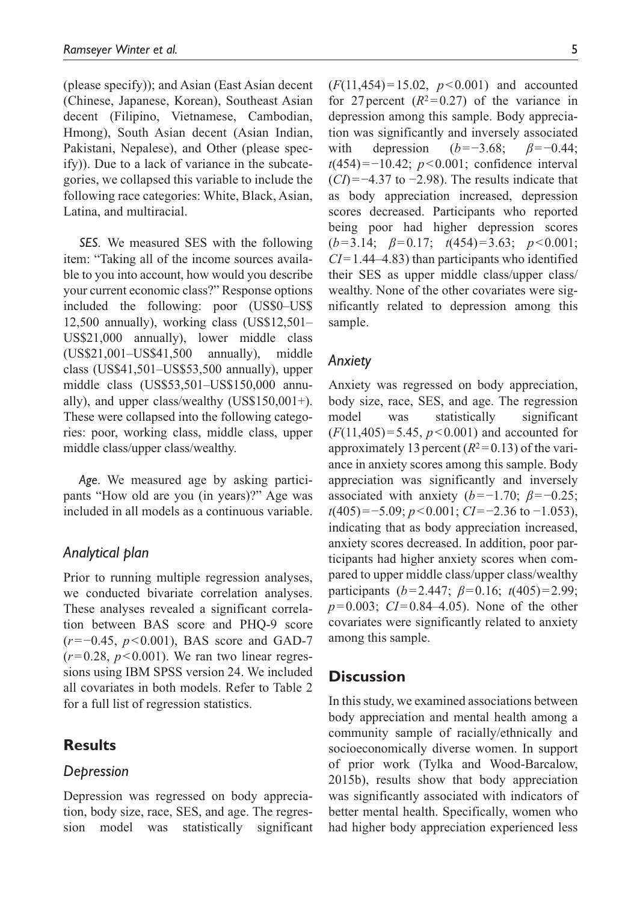(please specify)); and Asian (East Asian decent (Chinese, Japanese, Korean), Southeast Asian decent (Filipino, Vietnamese, Cambodian, Hmong), South Asian decent (Asian Indian, Pakistani, Nepalese), and Other (please specify)). Due to a lack of variance in the subcategories, we collapsed this variable to include the following race categories: White, Black, Asian, Latina, and multiracial.

*SES*. We measured SES with the following item: "Taking all of the income sources available to you into account, how would you describe your current economic class?" Response options included the following: poor (US\$0–US\$ 12,500 annually), working class (US\$12,501–US\$21,000 annually), lower middle class (US\$21,001–US\$41,500 annually), middle class (US\$41,501–US\$53,500 annually), upper middle class (US\$53,501–US\$150,000 annually), and upper class/wealthy (US\$150,001+). These were collapsed into the following categories: poor, working class, middle class, upper middle class/upper class/wealthy.

*Age*. We measured age by asking participants "How old are you (in years)?" Age was included in all models as a continuous variable.

## *Analytical plan*

Prior to running multiple regression analyses, we conducted bivariate correlation analyses. These analyses revealed a significant correlation between BAS score and PHQ-9 score ($r = -0.45$, $p < 0.001$), BAS score and GAD-7 ($r = 0.28$, $p < 0.001$). We ran two linear regressions using IBM SPSS version 24. We included all covariates in both models. Refer to Table 2 for a full list of regression statistics.

# Results

## *Depression*

Depression was regressed on body appreciation, body size, race, SES, and age. The regression model was statistically significant ($F(11,454) = 15.02$, $p < 0.001$) and accounted for 27 percent ($R^2 = 0.27$) of the variance in depression among this sample. Body appreciation was significantly and inversely associated with depression ($b = -3.68$; $\beta = -0.44$; $t(454) = -10.42$; $p < 0.001$; confidence interval ($CI$) $= -4.37$ to $-2.98$). The results indicate that as body appreciation increased, depression scores decreased. Participants who reported being poor had higher depression scores ($b = 3.14$; $\beta = 0.17$; $t(454) = 3.63$; $p < 0.001$; $CI = 1.44$–$4.83$) than participants who identified their SES as upper middle class/upper class/wealthy. None of the other covariates were significantly related to depression among this sample.

## *Anxiety*

Anxiety was regressed on body appreciation, body size, race, SES, and age. The regression model was statistically significant ($F(11,405) = 5.45$, $p < 0.001$) and accounted for approximately 13 percent ($R^2 = 0.13$) of the variance in anxiety scores among this sample. Body appreciation was significantly and inversely associated with anxiety ($b = -1.70$; $\beta = -0.25$; $t(405) = -5.09$; $p < 0.001$; $CI = -2.36$ to $-1.053$), indicating that as body appreciation increased, anxiety scores decreased. In addition, poor participants had higher anxiety scores when compared to upper middle class/upper class/wealthy participants ($b = 2.447$; $\beta = 0.16$; $t(405) = 2.99$; $p = 0.003$; $CI = 0.84$–$4.05$). None of the other covariates were significantly related to anxiety among this sample.

# Discussion

In this study, we examined associations between body appreciation and mental health among a community sample of racially/ethnically and socioeconomically diverse women. In support of prior work (Tylka and Wood-Barcalow, 2015b), results show that body appreciation was significantly associated with indicators of better mental health. Specifically, women who had higher body appreciation experienced less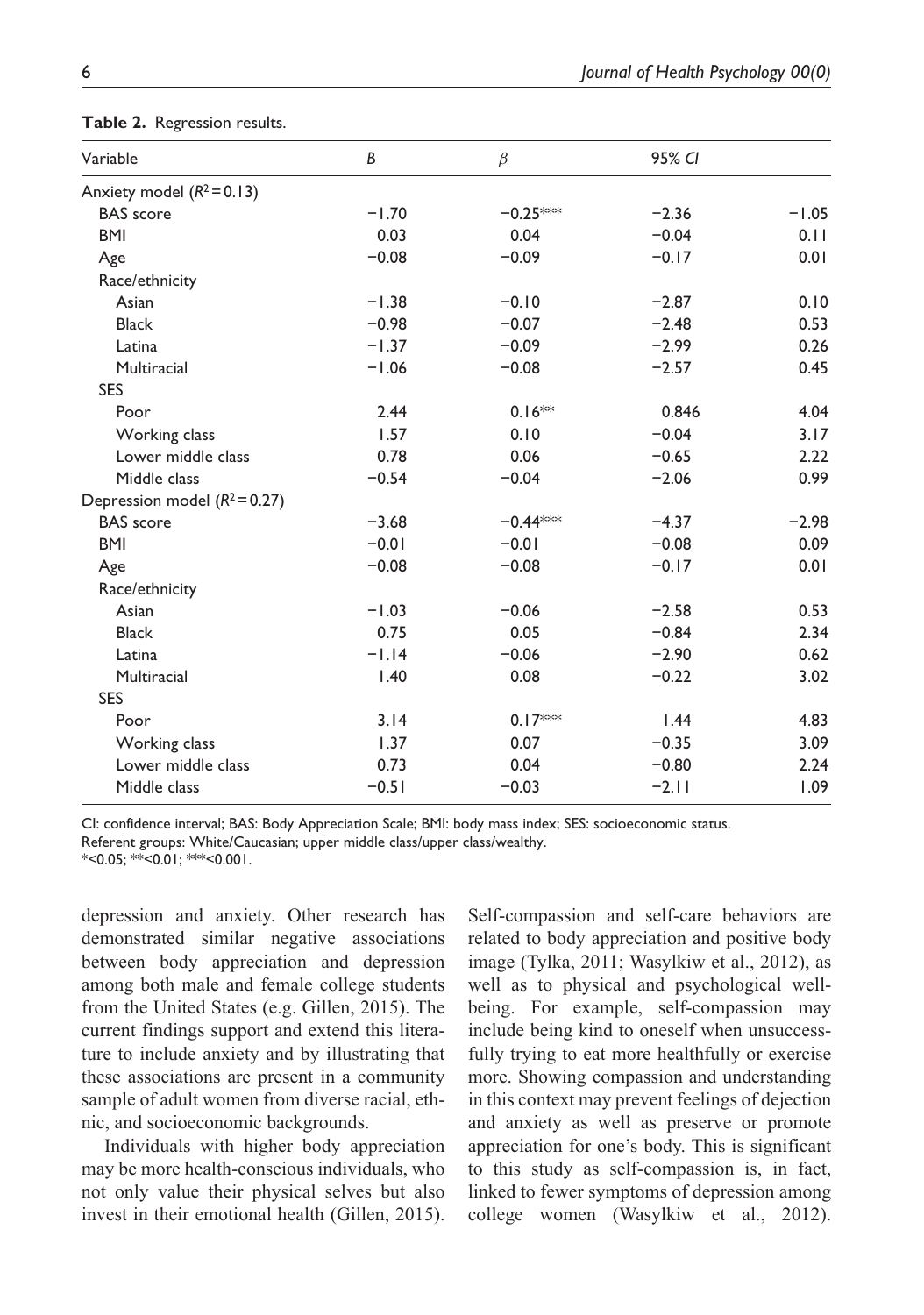**Table 2.** Regression results.

| Variable | *B* | *β* | 95% *CI* | |
|---|---|---|---|---|
| Anxiety model ($R^2 = 0.13$) | | | | |
| BAS score | −1.70 | −0.25*** | −2.36 | −1.05 |
| BMI | 0.03 | 0.04 | −0.04 | 0.11 |
| Age | −0.08 | −0.09 | −0.17 | 0.01 |
| Race/ethnicity | | | | |
| Asian | −1.38 | −0.10 | −2.87 | 0.10 |
| Black | −0.98 | −0.07 | −2.48 | 0.53 |
| Latina | −1.37 | −0.09 | −2.99 | 0.26 |
| Multiracial | −1.06 | −0.08 | −2.57 | 0.45 |
| SES | | | | |
| Poor | 2.44 | 0.16** | 0.846 | 4.04 |
| Working class | 1.57 | 0.10 | −0.04 | 3.17 |
| Lower middle class | 0.78 | 0.06 | −0.65 | 2.22 |
| Middle class | −0.54 | −0.04 | −2.06 | 0.99 |
| Depression model ($R^2 = 0.27$) | | | | |
| BAS score | −3.68 | −0.44*** | −4.37 | −2.98 |
| BMI | −0.01 | −0.01 | −0.08 | 0.09 |
| Age | −0.08 | −0.08 | −0.17 | 0.01 |
| Race/ethnicity | | | | |
| Asian | −1.03 | −0.06 | −2.58 | 0.53 |
| Black | 0.75 | 0.05 | −0.84 | 2.34 |
| Latina | −1.14 | −0.06 | −2.90 | 0.62 |
| Multiracial | 1.40 | 0.08 | −0.22 | 3.02 |
| SES | | | | |
| Poor | 3.14 | 0.17*** | 1.44 | 4.83 |
| Working class | 1.37 | 0.07 | −0.35 | 3.09 |
| Lower middle class | 0.73 | 0.04 | −0.80 | 2.24 |
| Middle class | −0.51 | −0.03 | −2.11 | 1.09 |

CI: confidence interval; BAS: Body Appreciation Scale; BMI: body mass index; SES: socioeconomic status.
Referent groups: White/Caucasian; upper middle class/upper class/wealthy.
*<0.05; **<0.01; ***<0.001.

depression and anxiety. Other research has demonstrated similar negative associations between body appreciation and depression among both male and female college students from the United States (e.g. Gillen, 2015). The current findings support and extend this literature to include anxiety and by illustrating that these associations are present in a community sample of adult women from diverse racial, ethnic, and socioeconomic backgrounds.

Individuals with higher body appreciation may be more health-conscious individuals, who not only value their physical selves but also invest in their emotional health (Gillen, 2015). Self-compassion and self-care behaviors are related to body appreciation and positive body image (Tylka, 2011; Wasylkiw et al., 2012), as well as to physical and psychological well-being. For example, self-compassion may include being kind to oneself when unsuccessfully trying to eat more healthfully or exercise more. Showing compassion and understanding in this context may prevent feelings of dejection and anxiety as well as preserve or promote appreciation for one's body. This is significant to this study as self-compassion is, in fact, linked to fewer symptoms of depression among college women (Wasylkiw et al., 2012).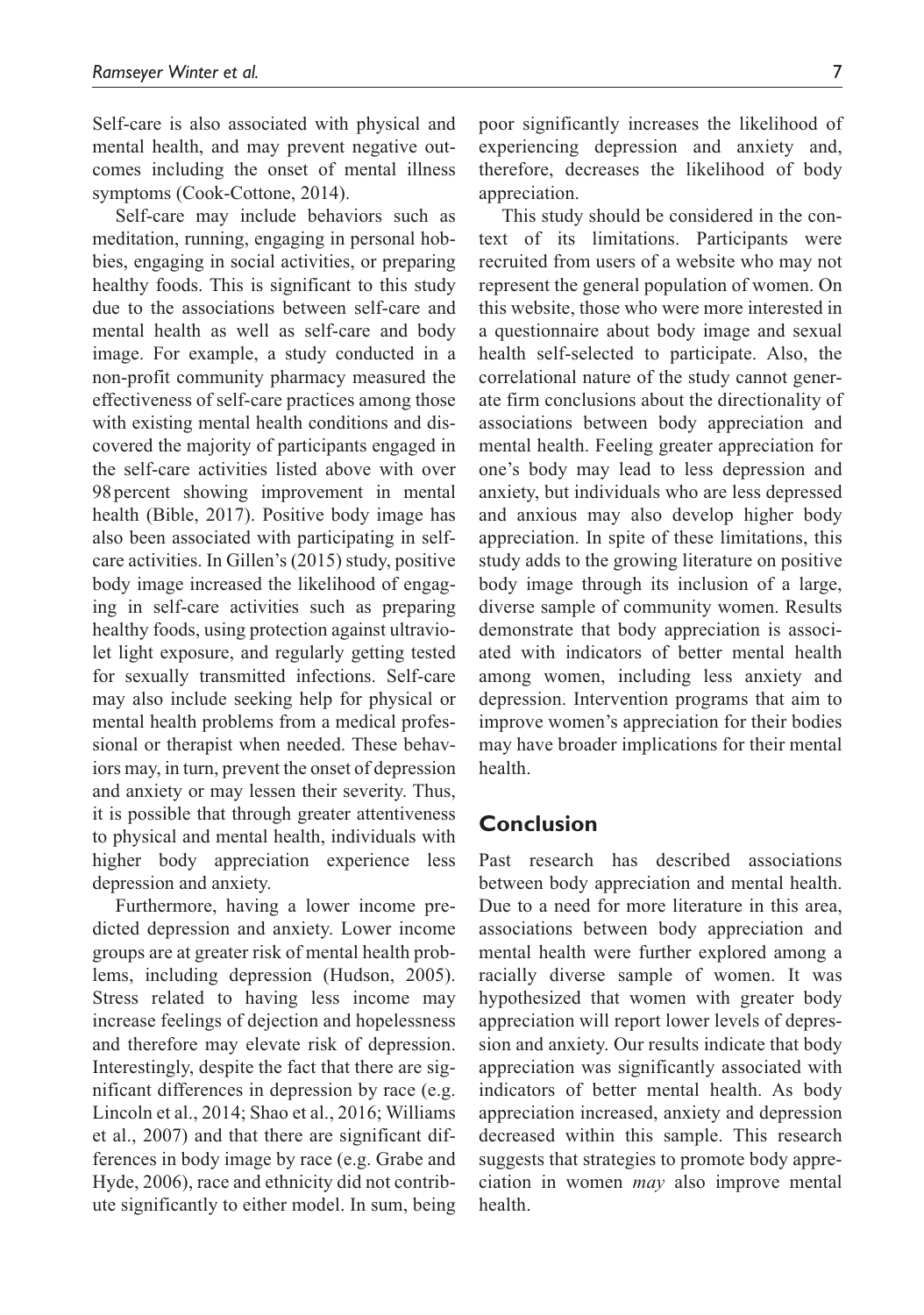Self-care is also associated with physical and mental health, and may prevent negative outcomes including the onset of mental illness symptoms (Cook-Cottone, 2014).

Self-care may include behaviors such as meditation, running, engaging in personal hobbies, engaging in social activities, or preparing healthy foods. This is significant to this study due to the associations between self-care and mental health as well as self-care and body image. For example, a study conducted in a non-profit community pharmacy measured the effectiveness of self-care practices among those with existing mental health conditions and discovered the majority of participants engaged in the self-care activities listed above with over 98 percent showing improvement in mental health (Bible, 2017). Positive body image has also been associated with participating in self-care activities. In Gillen's (2015) study, positive body image increased the likelihood of engaging in self-care activities such as preparing healthy foods, using protection against ultraviolet light exposure, and regularly getting tested for sexually transmitted infections. Self-care may also include seeking help for physical or mental health problems from a medical professional or therapist when needed. These behaviors may, in turn, prevent the onset of depression and anxiety or may lessen their severity. Thus, it is possible that through greater attentiveness to physical and mental health, individuals with higher body appreciation experience less depression and anxiety.

Furthermore, having a lower income predicted depression and anxiety. Lower income groups are at greater risk of mental health problems, including depression (Hudson, 2005). Stress related to having less income may increase feelings of dejection and hopelessness and therefore may elevate risk of depression. Interestingly, despite the fact that there are significant differences in depression by race (e.g. Lincoln et al., 2014; Shao et al., 2016; Williams et al., 2007) and that there are significant differences in body image by race (e.g. Grabe and Hyde, 2006), race and ethnicity did not contribute significantly to either model. In sum, being poor significantly increases the likelihood of experiencing depression and anxiety and, therefore, decreases the likelihood of body appreciation.

This study should be considered in the context of its limitations. Participants were recruited from users of a website who may not represent the general population of women. On this website, those who were more interested in a questionnaire about body image and sexual health self-selected to participate. Also, the correlational nature of the study cannot generate firm conclusions about the directionality of associations between body appreciation and mental health. Feeling greater appreciation for one's body may lead to less depression and anxiety, but individuals who are less depressed and anxious may also develop higher body appreciation. In spite of these limitations, this study adds to the growing literature on positive body image through its inclusion of a large, diverse sample of community women. Results demonstrate that body appreciation is associated with indicators of better mental health among women, including less anxiety and depression. Intervention programs that aim to improve women's appreciation for their bodies may have broader implications for their mental health.

## Conclusion

Past research has described associations between body appreciation and mental health. Due to a need for more literature in this area, associations between body appreciation and mental health were further explored among a racially diverse sample of women. It was hypothesized that women with greater body appreciation will report lower levels of depression and anxiety. Our results indicate that body appreciation was significantly associated with indicators of better mental health. As body appreciation increased, anxiety and depression decreased within this sample. This research suggests that strategies to promote body appreciation in women *may* also improve mental health.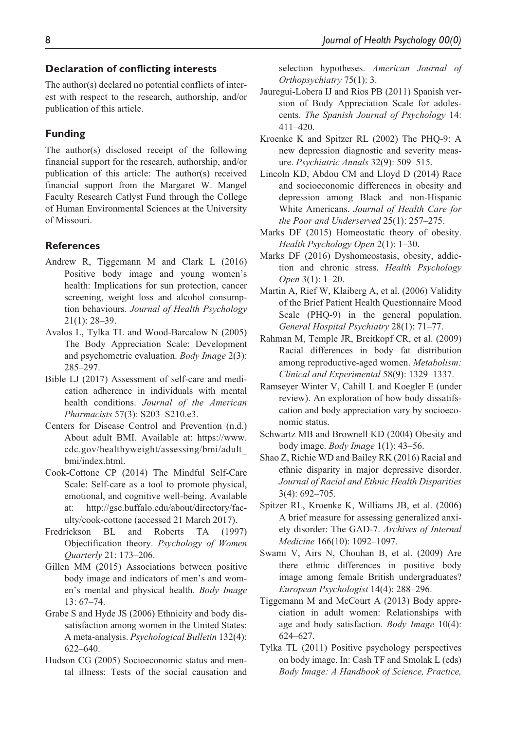## Declaration of conflicting interests

The author(s) declared no potential conflicts of interest with respect to the research, authorship, and/or publication of this article.

## Funding

The author(s) disclosed receipt of the following financial support for the research, authorship, and/or publication of this article: The author(s) received financial support from the Margaret W. Mangel Faculty Research Catlyst Fund through the College of Human Environmental Sciences at the University of Missouri.

## References

Andrew R, Tiggemann M and Clark L (2016) Positive body image and young women's health: Implications for sun protection, cancer screening, weight loss and alcohol consumption behaviours. *Journal of Health Psychology* 21(1): 28–39.

Avalos L, Tylka TL and Wood-Barcalow N (2005) The Body Appreciation Scale: Development and psychometric evaluation. *Body Image* 2(3): 285–297.

Bible LJ (2017) Assessment of self-care and medication adherence in individuals with mental health conditions. *Journal of the American Pharmacists* 57(3): S203–S210.e3.

Centers for Disease Control and Prevention (n.d.) About adult BMI. Available at: https://www.cdc.gov/healthyweight/assessing/bmi/adult_bmi/index.html.

Cook-Cottone CP (2014) The Mindful Self-Care Scale: Self-care as a tool to promote physical, emotional, and cognitive well-being. Available at: http://gse.buffalo.edu/about/directory/faculty/cook-cottone (accessed 21 March 2017).

Fredrickson BL and Roberts TA (1997) Objectification theory. *Psychology of Women Quarterly* 21: 173–206.

Gillen MM (2015) Associations between positive body image and indicators of men's and women's mental and physical health. *Body Image* 13: 67–74.

Grabe S and Hyde JS (2006) Ethnicity and body dissatisfaction among women in the United States: A meta-analysis. *Psychological Bulletin* 132(4): 622–640.

Hudson CG (2005) Socioeconomic status and mental illness: Tests of the social causation and selection hypotheses. *American Journal of Orthopsychiatry* 75(1): 3.

Jauregui-Lobera IJ and Rios PB (2011) Spanish version of Body Appreciation Scale for adolescents. *The Spanish Journal of Psychology* 14: 411–420.

Kroenke K and Spitzer RL (2002) The PHQ-9: A new depression diagnostic and severity measure. *Psychiatric Annals* 32(9): 509–515.

Lincoln KD, Abdou CM and Lloyd D (2014) Race and socioeconomic differences in obesity and depression among Black and non-Hispanic White Americans. *Journal of Health Care for the Poor and Underserved* 25(1): 257–275.

Marks DF (2015) Homeostatic theory of obesity. *Health Psychology Open* 2(1): 1–30.

Marks DF (2016) Dyshomeostasis, obesity, addiction and chronic stress. *Health Psychology Open* 3(1): 1–20.

Martin A, Rief W, Klaiberg A, et al. (2006) Validity of the Brief Patient Health Questionnaire Mood Scale (PHQ-9) in the general population. *General Hospital Psychiatry* 28(1): 71–77.

Rahman M, Temple JR, Breitkopf CR, et al. (2009) Racial differences in body fat distribution among reproductive-aged women. *Metabolism: Clinical and Experimental* 58(9): 1329–1337.

Ramseyer Winter V, Cahill L and Koegler E (under review). An exploration of how body dissatifscation and body appreciation vary by socioeconomic status.

Schwartz MB and Brownell KD (2004) Obesity and body image. *Body Image* 1(1): 43–56.

Shao Z, Richie WD and Bailey RK (2016) Racial and ethnic disparity in major depressive disorder. *Journal of Racial and Ethnic Health Disparities* 3(4): 692–705.

Spitzer RL, Kroenke K, Williams JB, et al. (2006) A brief measure for assessing generalized anxiety disorder: The GAD-7. *Archives of Internal Medicine* 166(10): 1092–1097.

Swami V, Airs N, Chouhan B, et al. (2009) Are there ethnic differences in positive body image among female British undergraduates? *European Psychologist* 14(4): 288–296.

Tiggemann M and McCourt A (2013) Body appreciation in adult women: Relationships with age and body satisfaction. *Body Image* 10(4): 624–627.

Tylka TL (2011) Positive psychology perspectives on body image. In: Cash TF and Smolak L (eds) *Body Image: A Handbook of Science, Practice,*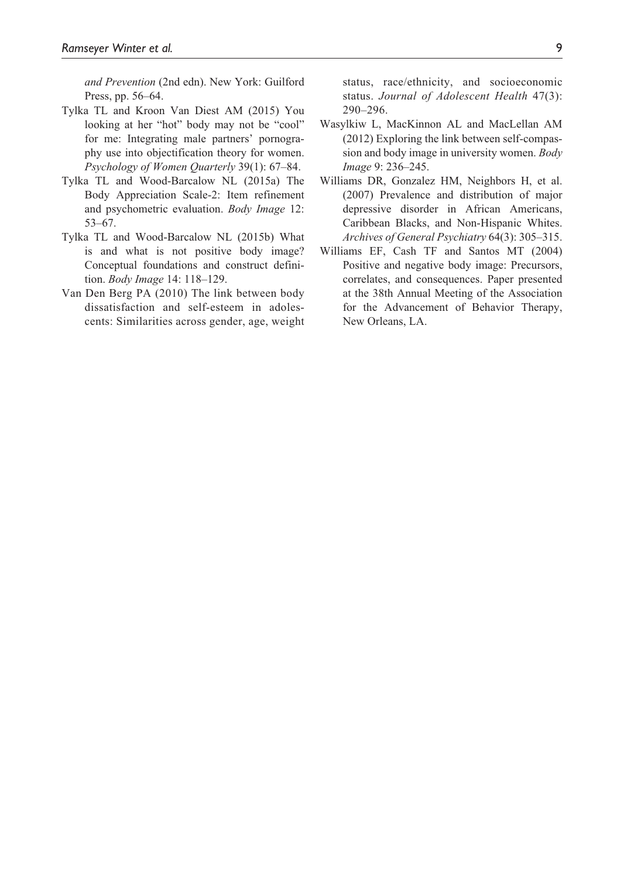*and Prevention* (2nd edn). New York: Guilford Press, pp. 56–64.

Tylka TL and Kroon Van Diest AM (2015) You looking at her "hot" body may not be "cool" for me: Integrating male partners' pornography use into objectification theory for women. *Psychology of Women Quarterly* 39(1): 67–84.

Tylka TL and Wood-Barcalow NL (2015a) The Body Appreciation Scale-2: Item refinement and psychometric evaluation. *Body Image* 12: 53–67.

Tylka TL and Wood-Barcalow NL (2015b) What is and what is not positive body image? Conceptual foundations and construct definition. *Body Image* 14: 118–129.

Van Den Berg PA (2010) The link between body dissatisfaction and self-esteem in adolescents: Similarities across gender, age, weight status, race/ethnicity, and socioeconomic status. *Journal of Adolescent Health* 47(3): 290–296.

Wasylkiw L, MacKinnon AL and MacLellan AM (2012) Exploring the link between self-compassion and body image in university women. *Body Image* 9: 236–245.

Williams DR, Gonzalez HM, Neighbors H, et al. (2007) Prevalence and distribution of major depressive disorder in African Americans, Caribbean Blacks, and Non-Hispanic Whites. *Archives of General Psychiatry* 64(3): 305–315.

Williams EF, Cash TF and Santos MT (2004) Positive and negative body image: Precursors, correlates, and consequences. Paper presented at the 38th Annual Meeting of the Association for the Advancement of Behavior Therapy, New Orleans, LA.